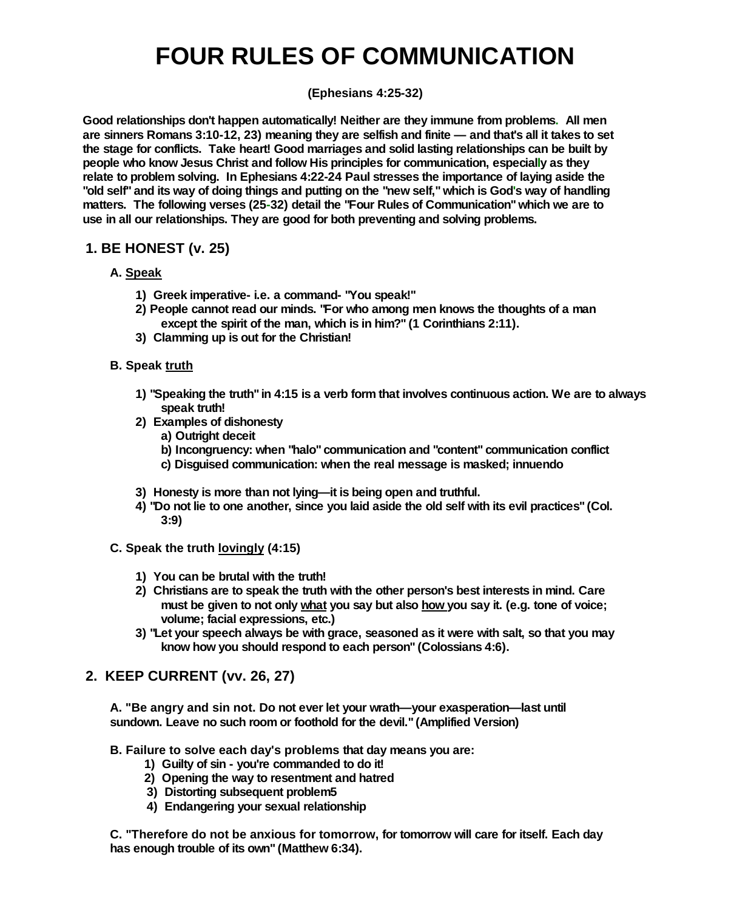# FOUR RULES OF COMMUNICATION

**(Ephesians 4:25-32)**

**Good relationships don't happen automatically! Neither are they immune from problems. All men are sinners Romans 3:10-12, 23) meaning they are selfish and finite — and that's all it takes to set the stage for conflicts. Take heart! Good marriages and solid lasting relationships can be built by people who know Jesus Christ and follow His principles for communication, especially as they relate to problem solving. In Ephesians 4:22-24 Paul stresses the importance of laying aside the "old self" and its way of doing things and putting on the "new self," which is God's way of handling matters. The following verses (25-32) detail the "Four Rules of Communication" which we are to use in all our relationships. They are good for both preventing and solving problems.**

## 1. BE HONEST (v. 25)

**A. <u>Speak</u>**

1) Greek imperative- i.e. a command- "You speak!"
2) People cannot read our minds. "For who among men knows the thoughts of a man except the spirit of the man, which is in him?" (1 Corinthians 2:11).
3) Clamming up is out for the Christian!

**B. Speak <u>truth</u>**

1) "Speaking the truth" in 4:15 is a verb form that involves continuous action. We are to always speak truth!
2) Examples of dishonesty
   a) Outright deceit
   b) Incongruency: when "halo" communication and "content" communication conflict
   c) Disguised communication: when the real message is masked; innuendo
3) Honesty is more than not lying—it is being open and truthful.
4) "Do not lie to one another, since you laid aside the old self with its evil practices" (Col. 3:9)

**C. Speak the truth <u>lovingly</u> (4:15)**

1) You can be brutal with the truth!
2) Christians are to speak the truth with the other person's best interests in mind. Care must be given to not only <u>what</u> you say but also <u>how</u> you say it. (e.g. tone of voice; volume; facial expressions, etc.)
3) "Let your speech always be with grace, seasoned as it were with salt, so that you may know how you should respond to each person" (Colossians 4:6).

## 2. KEEP CURRENT (vv. 26, 27)

**A. "Be angry and sin not. Do not ever let your wrath—your exasperation—last until sundown. Leave no such room or foothold for the devil." (Amplified Version)**

**B. Failure to solve each day's problems that day means you are:**

1) Guilty of sin - you're commanded to do it!
2) Opening the way to resentment and hatred
3) Distorting subsequent problem5
4) Endangering your sexual relationship

**C. "Therefore do not be anxious for tomorrow, for tomorrow will care for itself. Each day has enough trouble of its own" (Matthew 6:34).**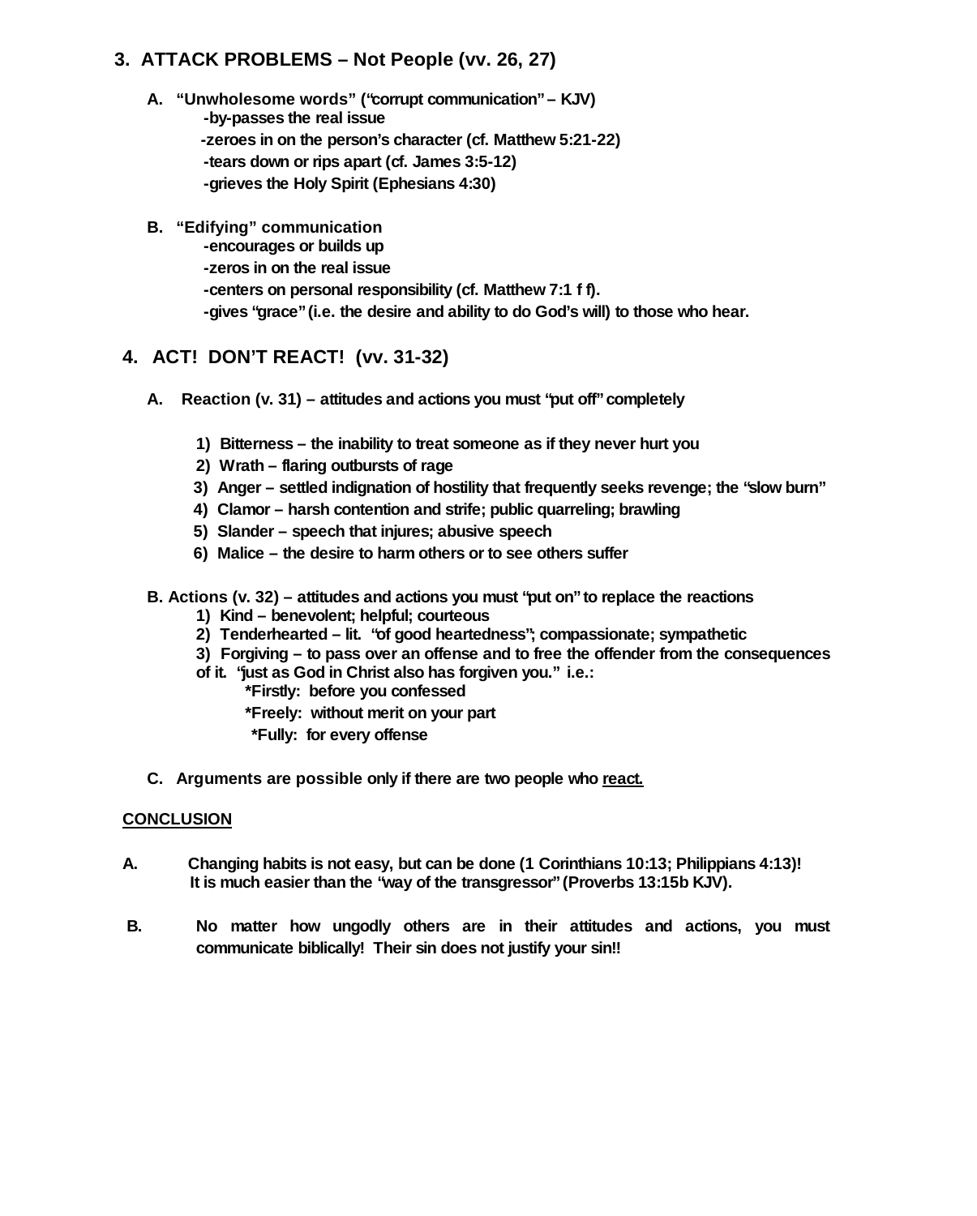## 3. ATTACK PROBLEMS – Not People (vv. 26, 27)

**A. "Unwholesome words" ("corrupt communication" – KJV)**

- **-by-passes the real issue**
- **-zeroes in on the person's character (cf. Matthew 5:21-22)**
- **-tears down or rips apart (cf. James 3:5-12)**
- **-grieves the Holy Spirit (Ephesians 4:30)**

**B. "Edifying" communication**

- **-encourages or builds up**
- **-zeros in on the real issue**
- **-centers on personal responsibility (cf. Matthew 7:1 f f).**
- **-gives "grace" (i.e. the desire and ability to do God's will) to those who hear.**

## 4. ACT! DON'T REACT! (vv. 31-32)

**A. Reaction (v. 31) – attitudes and actions you must "put off" completely**

1) **Bitterness – the inability to treat someone as if they never hurt you**
2) **Wrath – flaring outbursts of rage**
3) **Anger – settled indignation of hostility that frequently seeks revenge; the "slow burn"**
4) **Clamor – harsh contention and strife; public quarreling; brawling**
5) **Slander – speech that injures; abusive speech**
6) **Malice – the desire to harm others or to see others suffer**

**B. Actions (v. 32) – attitudes and actions you must "put on" to replace the reactions**

1) **Kind – benevolent; helpful; courteous**
2) **Tenderhearted – lit. "of good heartedness"; compassionate; sympathetic**
3) **Forgiving – to pass over an offense and to free the offender from the consequences of it. "just as God in Christ also has forgiven you." i.e.:**
   - **\*Firstly: before you confessed**
   - **\*Freely: without merit on your part**
   - **\*Fully: for every offense**

**C. Arguments are possible only if there are two people who <u>react.</u>**

## <u>CONCLUSION</u>

**A. Changing habits is not easy, but can be done (1 Corinthians 10:13; Philippians 4:13)! It is much easier than the "way of the transgressor" (Proverbs 13:15b KJV).**

**B. No matter how ungodly others are in their attitudes and actions, you must communicate biblically! Their sin does not justify your sin!!**